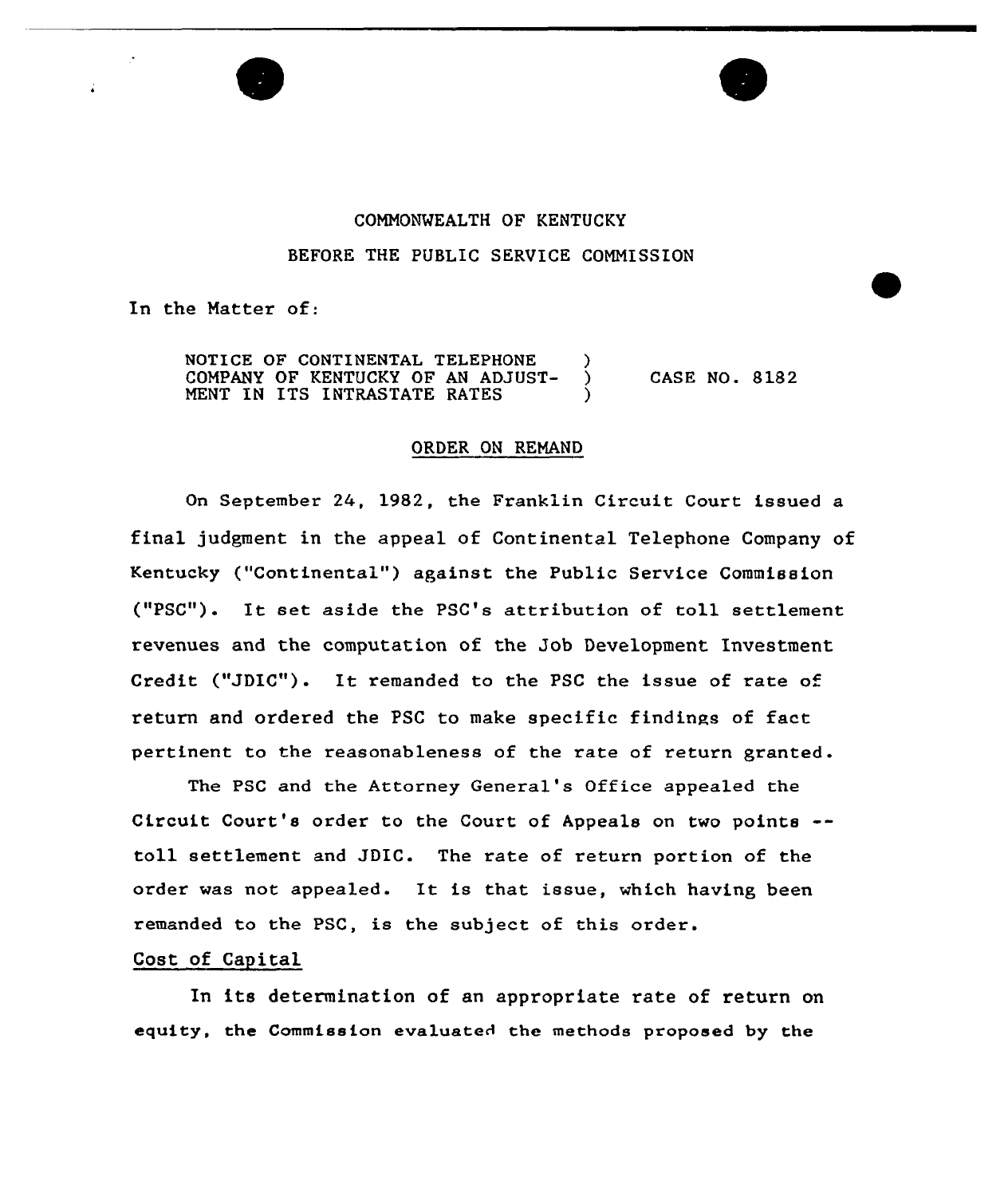COMMONWEALTH OF KENTUCKY

BEFORE THE PUBLIC SERVICE COMMISSION

In the Matter of:

NOTICE OF CONTINENTAL TELEPHONE COMPANY OF KENTUCKY OF AN ADJUSTMENT IN ITS INTRASTATE RATES ) CASE NO. 8182

ORDER ON REMAND

On September 24, 1982, the Franklin Circuit Court issued a final judgment in the appeal of Continental Telephone Company of Kentucky ("Continental") against the Public Service Commission ("PSC"). It set aside the PSC's attribution of toll settlement revenues and the computation of the Job Development Investment Credit ("JDIC"). It remanded to the PSC the issue of rate of return and ordered the PSC to make specific findings of fact pertinent to the reasonableness of the rate of return granted.

The PSC and the Attorney General's Office appealed the Circuit Court's order to the Court of Appeals on two points -- toll settlement and JDIC. The rate of return portion of the order was not appealed. It is that issue, which having been remanded to the PSC, is the subject of this order.

Cost of Capital

In its determination of an appropriate rate of return on equity, the Commission evaluated the methods proposed by the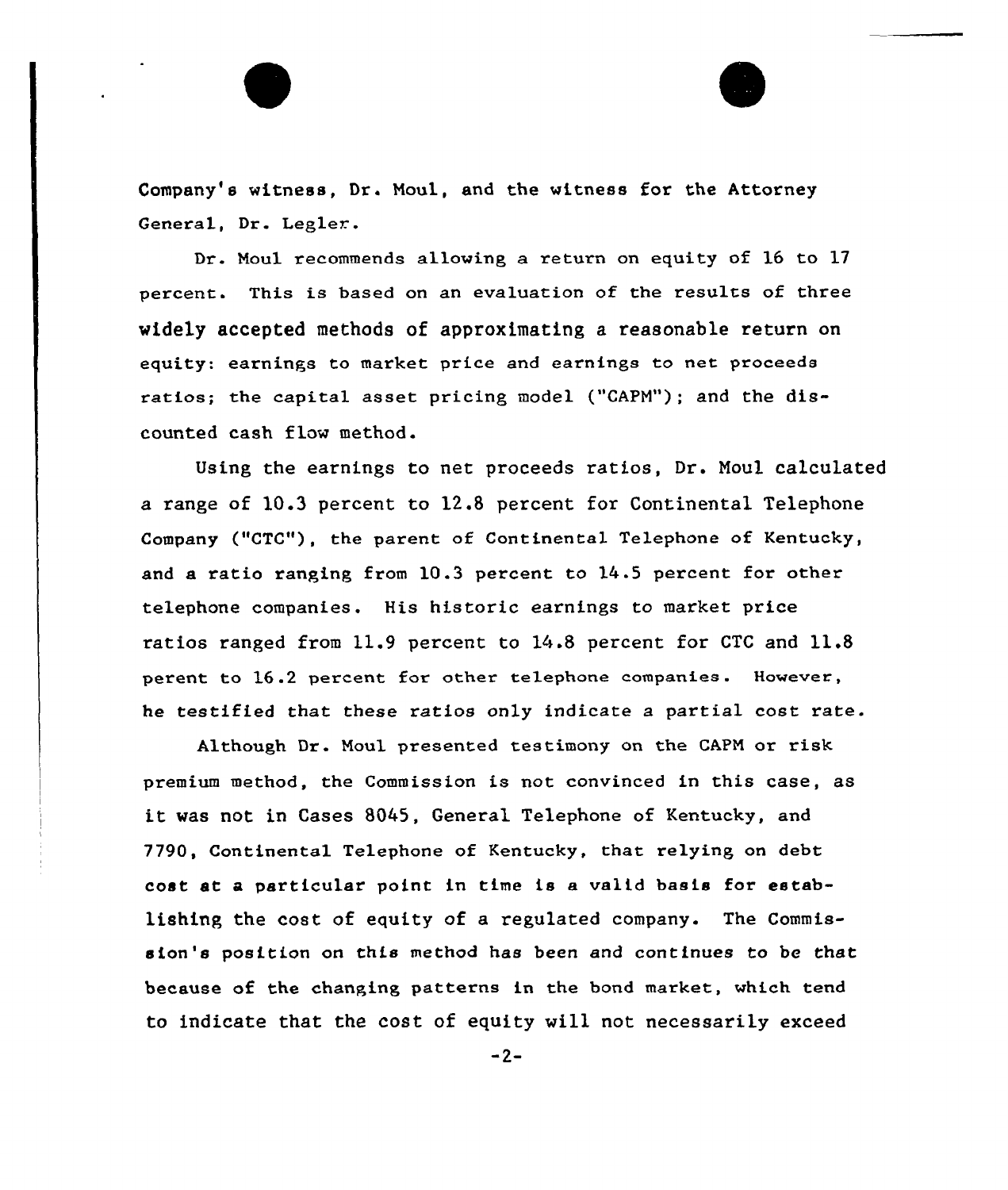Company's witness, Dr. Moul, and the witness for the Attorney General, Dr. Legler.

Dr. Moul recommends allowing a return on equity of 16 to 17 percent. This is based on an evaluation of the results of three widely accepted methods of approximating a reasonable return on equity: earnings to market price and earnings to net proceeds ratios; the capital asset pricing model ("CAPM"); and the discounted cash flow method.

Using the earnings to net proceeds ratios, Dr. Moul calculated a range of 10.3 percent to 12.8 percent for Continental Telephone Company ("CTC"), the parent of Continental Telephone of Kentucky, and a ratio ranging from 10.3 percent to 14.5 percent for other telephone companies. His historic earnings to market price ratios ranged from 11.9 percent to 14.8 percent for CTC and 11.8 perent to 16.2 percent for other telephone companies. However, he testified that these ratios only indicate a partial cost rate.

Although Dr. Moul presented testimony on the CAPM or risk premium method, the Commission is not convinced in this case, as it was not in Cases 8045, General Telephone of Kentucky, and 7790, Continental Telephone of Kentucky, that relying on debt cost at a particular point in time is a valid basis for establishing the cost of equity of a regulated company. The Commission's position on this method has been and continues to be that because of the changing patterns in the bond market, which tend to indicate that the cost of equity will not necessarily exceed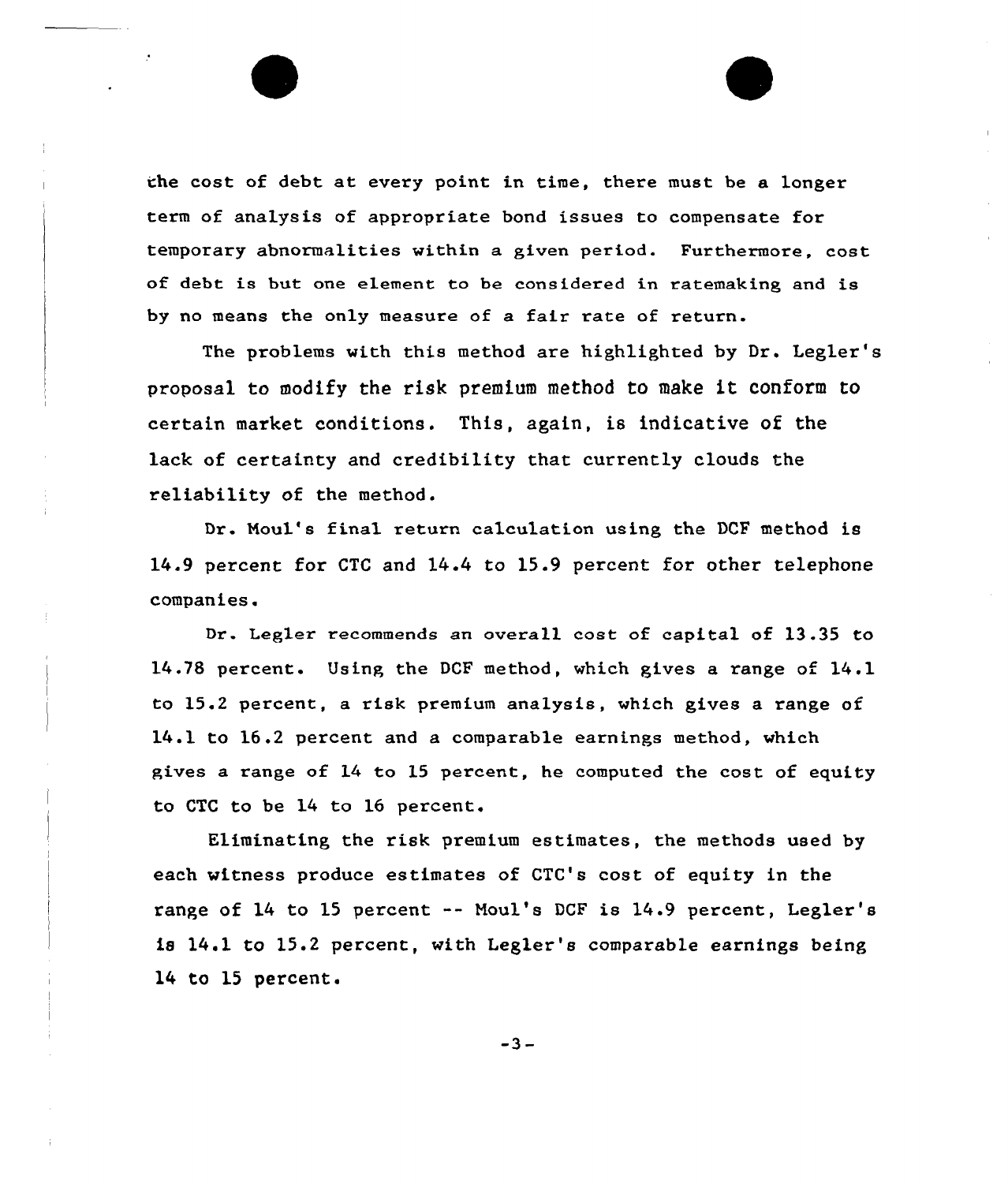the cost of debt at every point in time, there must be a longer term of analysis of appropriate bond issues to compensate for temporary abnormalities within a given period. Furthermore, cost of debt is but one element to be considered in ratemaking and is by no means the only measure of a fair rate of return.

The problems with this method are highlighted by Dr. Legler's proposal to modify the risk premium method to make it conform to certain market conditions. This, again, is indicative of the lack of certainty and credibility that currently clouds the reliability of the method.

Dr. Moul's final return calculation using the DCF method is 14.9 percent for CTC and 14.4 to 15.9 percent for other telephone companies.

Dr. Legler recommends an overall cost of capital of 13.35 to 14.78 percent. Using the DCF method, which gives a range of 14.1 to 15.2 percent, a risk premium analysis, which gives a range of 14.1 to 16.2 percent and a comparable earnings method, which gives a range of 14 to 15 percent, he computed the cost of equity to CTC to be 14 to 16 percent.

Eliminating the risk premium estimates, the methods used by each witness produce estimates of CTC's cost of equity in the range of 14 to 15 percent -- Moul's DCF is 14.9 percent, Legler's is 14.1 to 15.2 percent, with Legler's comparable earnings being 14 to 15 percent.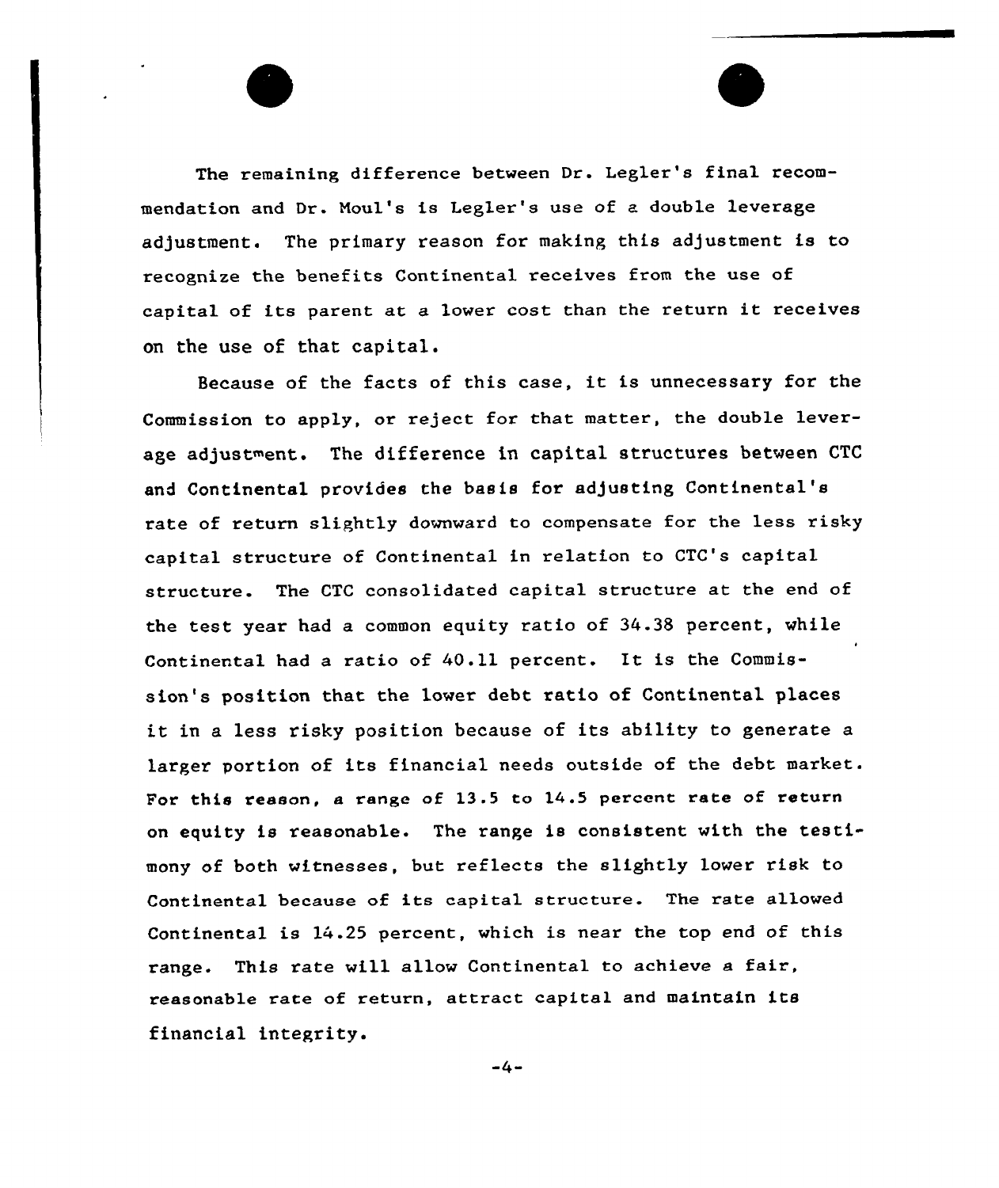The remaining difference between Dr. Legler's final recommendation and Dr. Moul's is Legler's use of a double leverage adjustment. The primary reason for making this adjustment is to recognize the benefits Continental receives from the use of capital of its parent at a lower cost than the return it receives on the use of that capital.

Because of the facts of this case, it is unnecessary for the Commission to apply, or reject for that matter, the double leverage adjustment. The difference in capital structures between CTC and Continental provides the basis for adjusting Continental's rate of return slightly downward to compensate for the less risky capital structure of Continental in relation to CTC's capital structure. The CTC consolidated capital structure at the end of the test year had a common equity ratio of 34.38 percent, while Continental had a ratio of 40.11 percent. It is the Commission's position that the lower debt ratio of Continental places it in a less risky position because of its ability to generate a larger portion of its financial needs outside of the debt market. For this reason, a range of 13.5 to 14.5 percent rate of return on equity is reasonable. The range is consistent with the testimony of both witnesses, but reflects the slightly lower risk to Continental because of its capital structure. The rate allowed Continental is 14.25 percent, which is near the top end of this range. This rate will allow Continental to achieve a fair, reasonable rate of return, attract capital and maintain its financial integrity.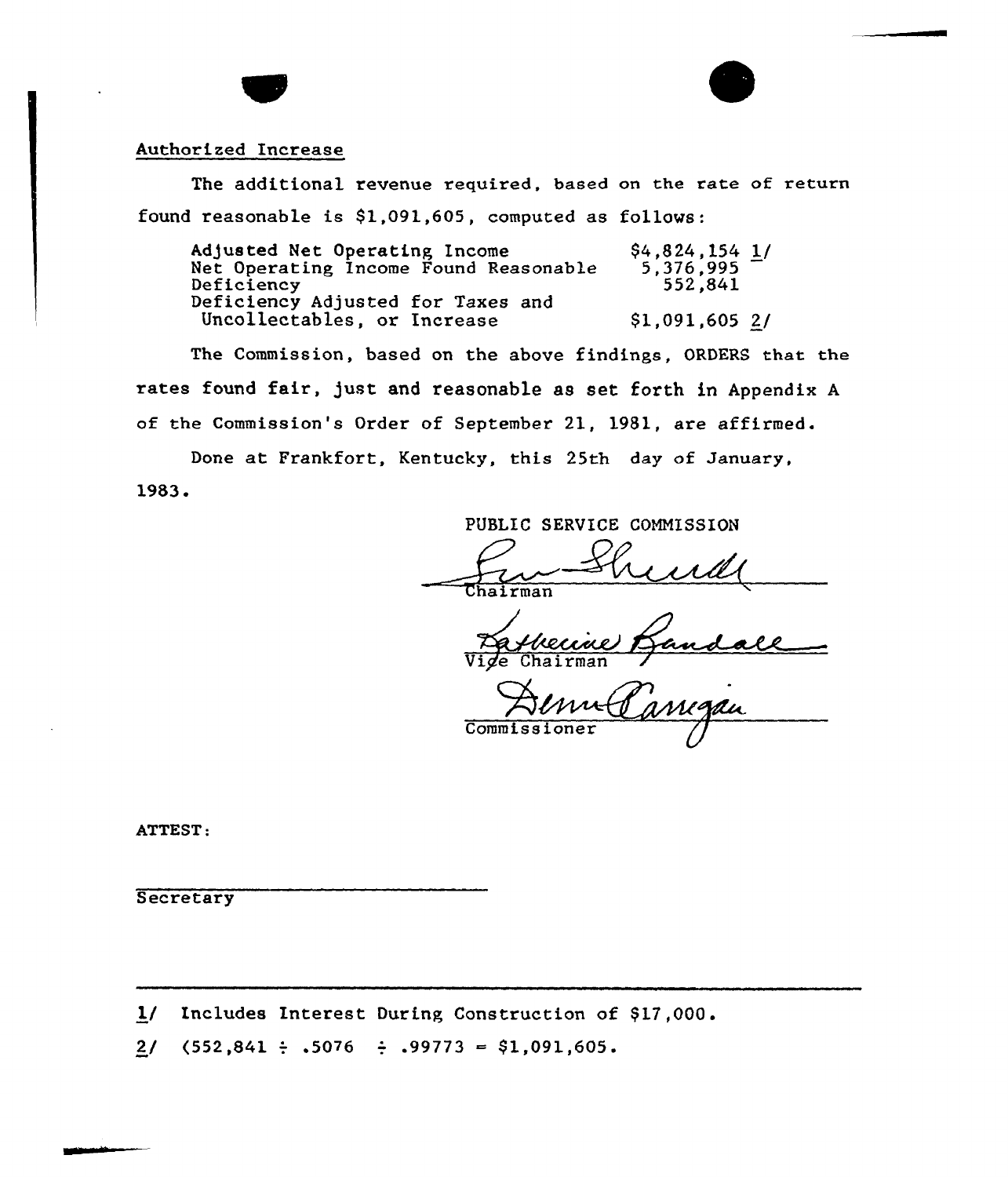Authorized Increase

The additional revenue required, based on the rate of return found reasonable is $1,091,605, computed as follows:

| | |
|---|---|
| Adjusted Net Operating Income | $4,824,154 1/ |
| Net Operating Income Found Reasonable | 5,376,995 |
| Deficiency | 552,841 |
| Deficiency Adjusted for Taxes and Uncollectables, or Increase | $1,091,605 2/ |

The Commission, based on the above findings, ORDERS that the rates found fair, just and reasonable as set forth in Appendix A of the Commission's Order of September 21, 1981, are affirmed.

Done at Frankfort, Kentucky, this 25th day of January, 1983.

PUBLIC SERVICE COMMISSION

Chairman

Vice Chairman

Commissioner

ATTEST:

Secretary

---

1/ Includes Interest During Construction of $17,000.

2/ $(552,841 \div .5076 \div .99773 = \$1,091,605$.